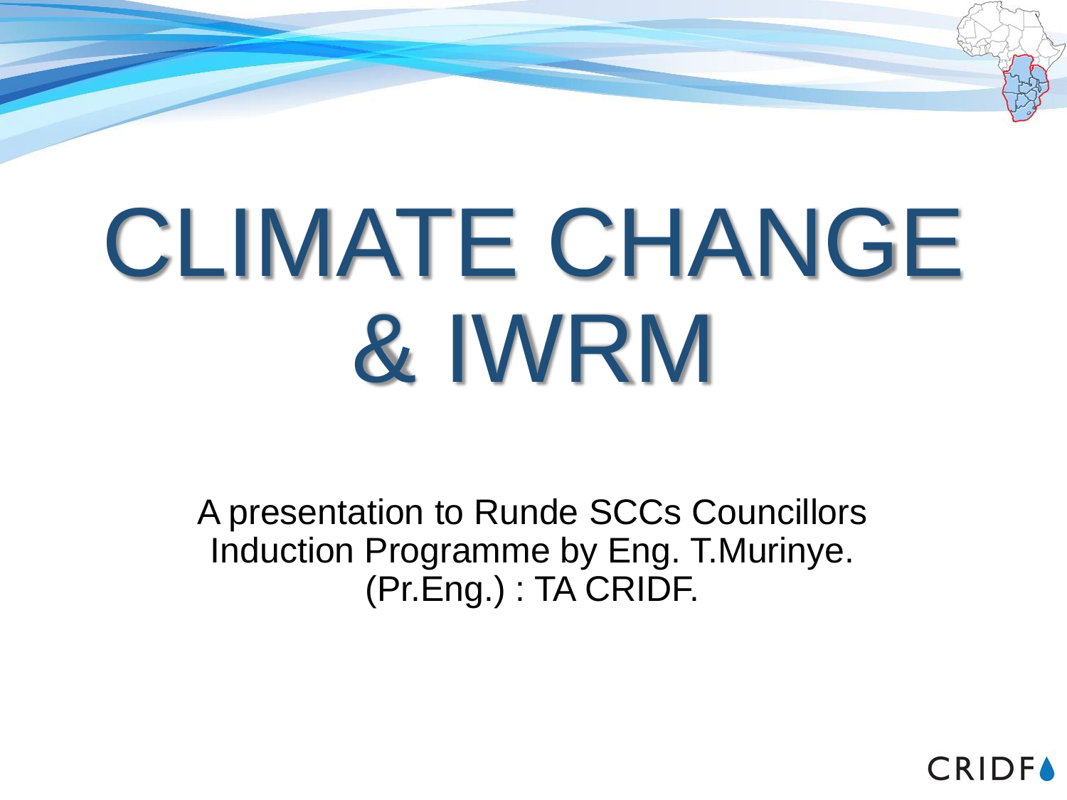# CLIMATE CHANGE & IWRM

A presentation to Runde SCCs Councillors Induction Programme by Eng. T.Murinye. (Pr.Eng.) : TA CRIDF.

CRIDF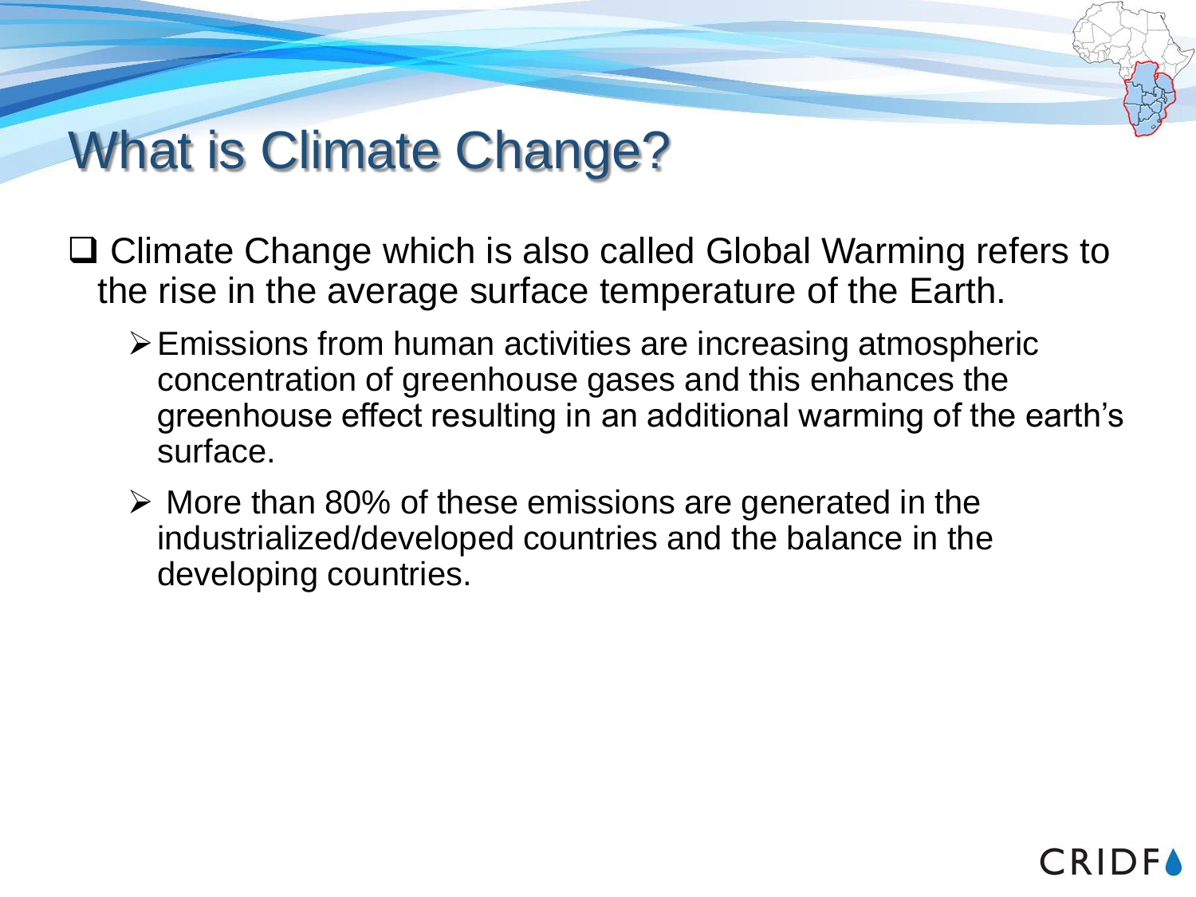# What is Climate Change?

- Climate Change which is also called Global Warming refers to the rise in the average surface temperature of the Earth.
  - Emissions from human activities are increasing atmospheric concentration of greenhouse gases and this enhances the greenhouse effect resulting in an additional warming of the earth's surface.
  - More than 80% of these emissions are generated in the industrialized/developed countries and the balance in the developing countries.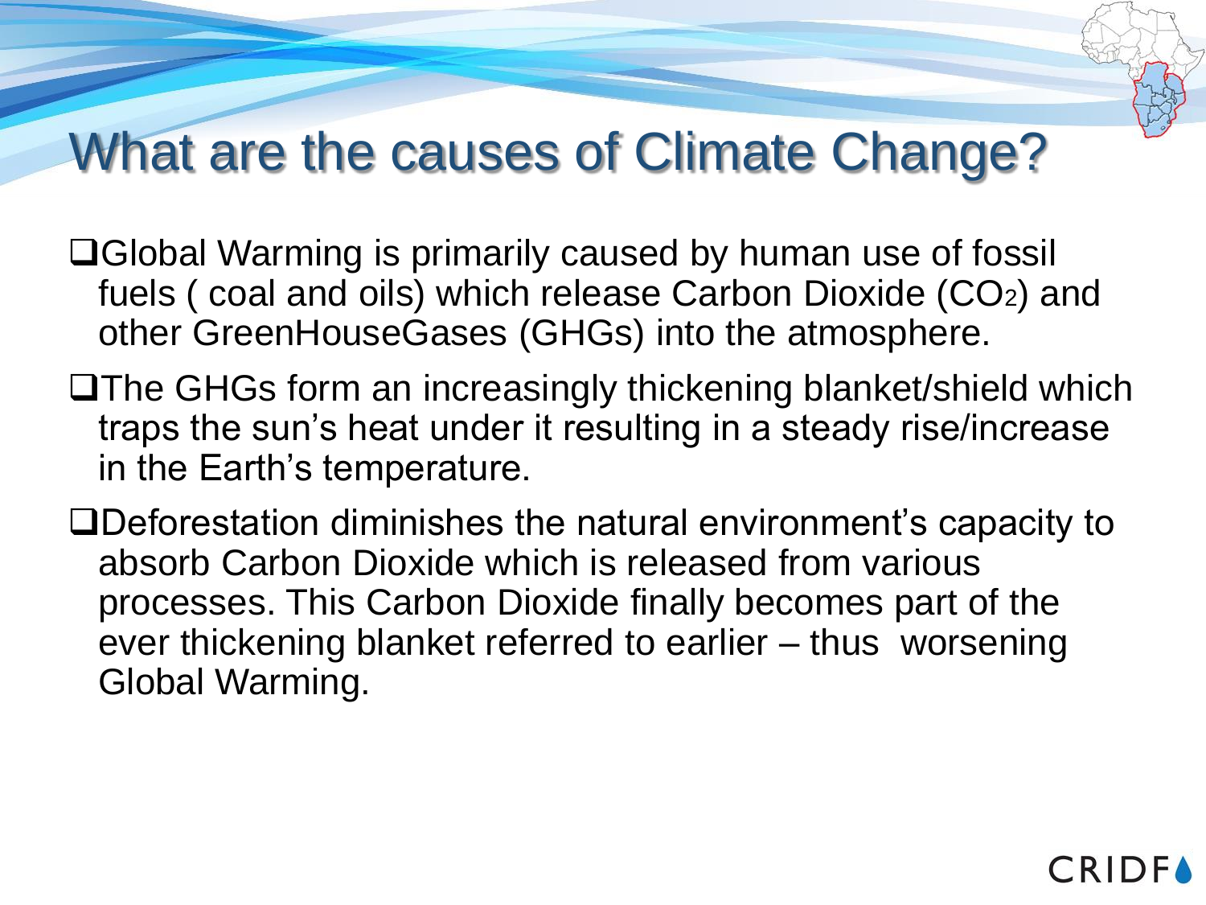# What are the causes of Climate Change?

- Global Warming is primarily caused by human use of fossil fuels ( coal and oils) which release Carbon Dioxide ($CO_2$) and other GreenHouseGases (GHGs) into the atmosphere.
- The GHGs form an increasingly thickening blanket/shield which traps the sun's heat under it resulting in a steady rise/increase in the Earth's temperature.
- Deforestation diminishes the natural environment's capacity to absorb Carbon Dioxide which is released from various processes. This Carbon Dioxide finally becomes part of the ever thickening blanket referred to earlier – thus worsening Global Warming.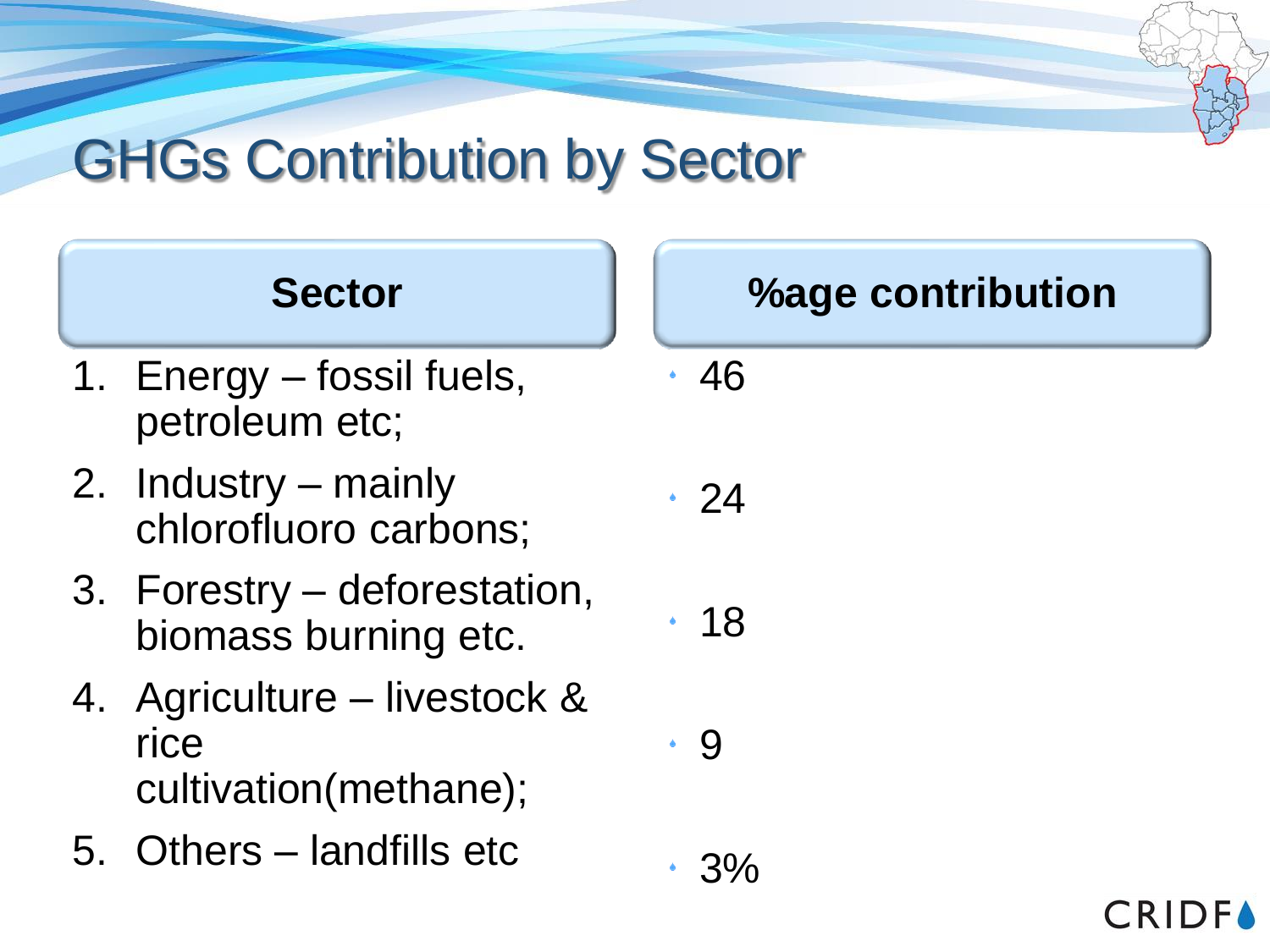# GHGs Contribution by Sector

| Sector | %age contribution |
| --- | --- |
| 1. Energy – fossil fuels, petroleum etc; | 46 |
| 2. Industry – mainly chlorofluoro carbons; | 24 |
| 3. Forestry – deforestation, biomass burning etc. | 18 |
| 4. Agriculture – livestock & rice cultivation(methane); | 9 |
| 5. Others – landfills etc | 3% |

CRIDF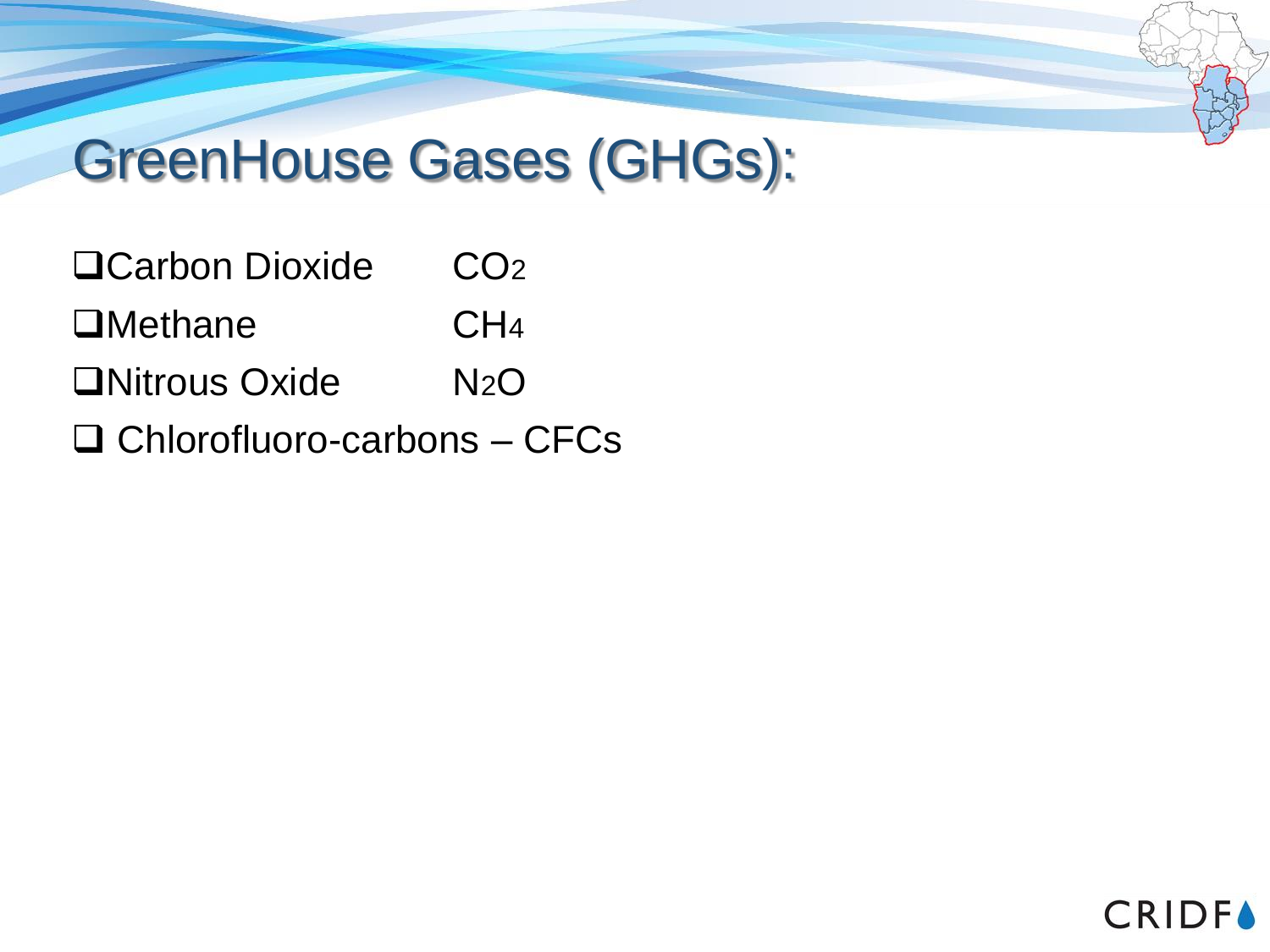# GreenHouse Gases (GHGs):

- Carbon Dioxide $CO_2$
- Methane $CH_4$
- Nitrous Oxide $N_2O$
- Chlorofluoro-carbons – CFCs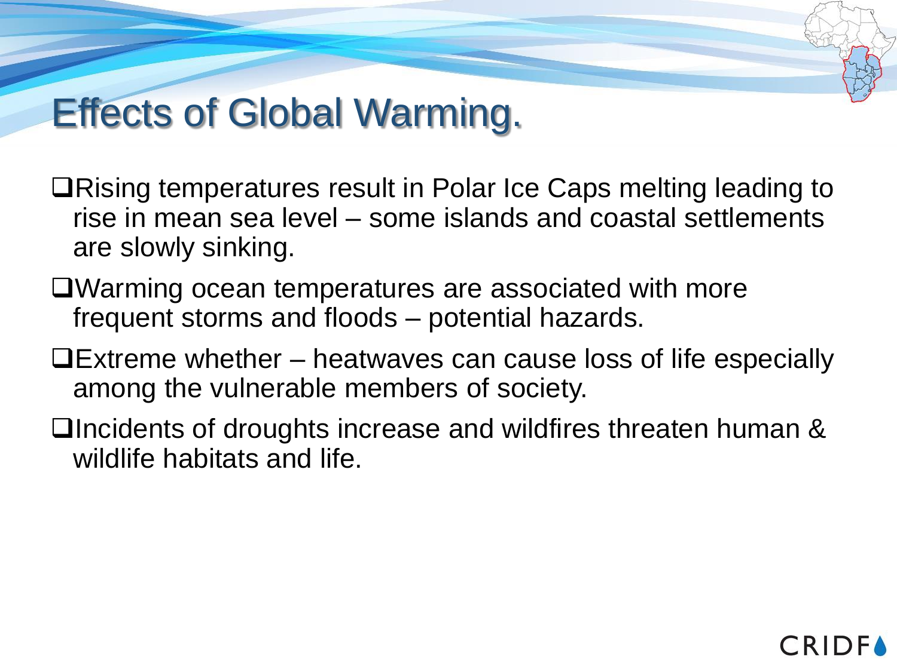# Effects of Global Warming.

- Rising temperatures result in Polar Ice Caps melting leading to rise in mean sea level – some islands and coastal settlements are slowly sinking.
- Warming ocean temperatures are associated with more frequent storms and floods – potential hazards.
- Extreme whether – heatwaves can cause loss of life especially among the vulnerable members of society.
- Incidents of droughts increase and wildfires threaten human & wildlife habitats and life.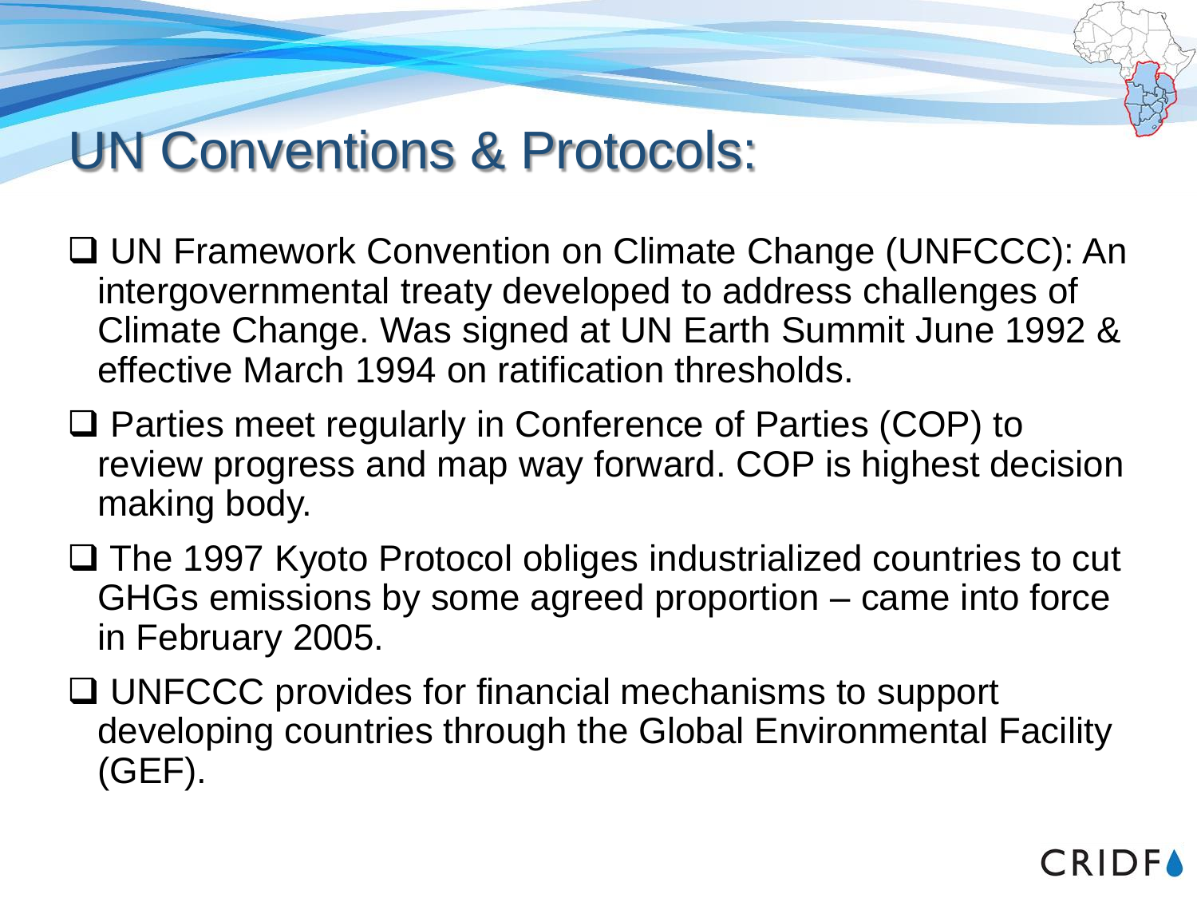# UN Conventions & Protocols:

- UN Framework Convention on Climate Change (UNFCCC): An intergovernmental treaty developed to address challenges of Climate Change. Was signed at UN Earth Summit June 1992 & effective March 1994 on ratification thresholds.
- Parties meet regularly in Conference of Parties (COP) to review progress and map way forward. COP is highest decision making body.
- The 1997 Kyoto Protocol obliges industrialized countries to cut GHGs emissions by some agreed proportion – came into force in February 2005.
- UNFCCC provides for financial mechanisms to support developing countries through the Global Environmental Facility (GEF).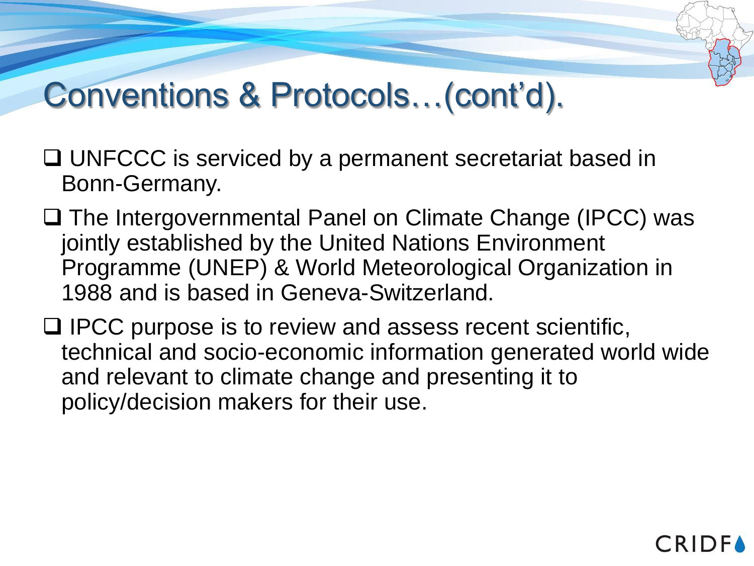# Conventions & Protocols…(cont'd).

- UNFCCC is serviced by a permanent secretariat based in Bonn-Germany.
- The Intergovernmental Panel on Climate Change (IPCC) was jointly established by the United Nations Environment Programme (UNEP) & World Meteorological Organization in 1988 and is based in Geneva-Switzerland.
- IPCC purpose is to review and assess recent scientific, technical and socio-economic information generated world wide and relevant to climate change and presenting it to policy/decision makers for their use.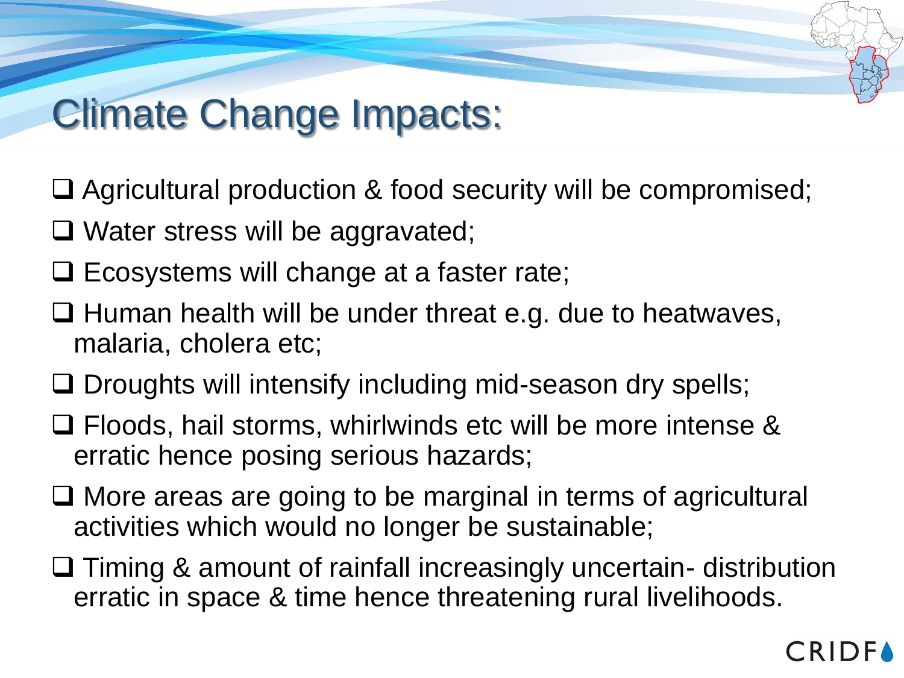# Climate Change Impacts:

- Agricultural production & food security will be compromised;
- Water stress will be aggravated;
- Ecosystems will change at a faster rate;
- Human health will be under threat e.g. due to heatwaves, malaria, cholera etc;
- Droughts will intensify including mid-season dry spells;
- Floods, hail storms, whirlwinds etc will be more intense & erratic hence posing serious hazards;
- More areas are going to be marginal in terms of agricultural activities which would no longer be sustainable;
- Timing & amount of rainfall increasingly uncertain- distribution erratic in space & time hence threatening rural livelihoods.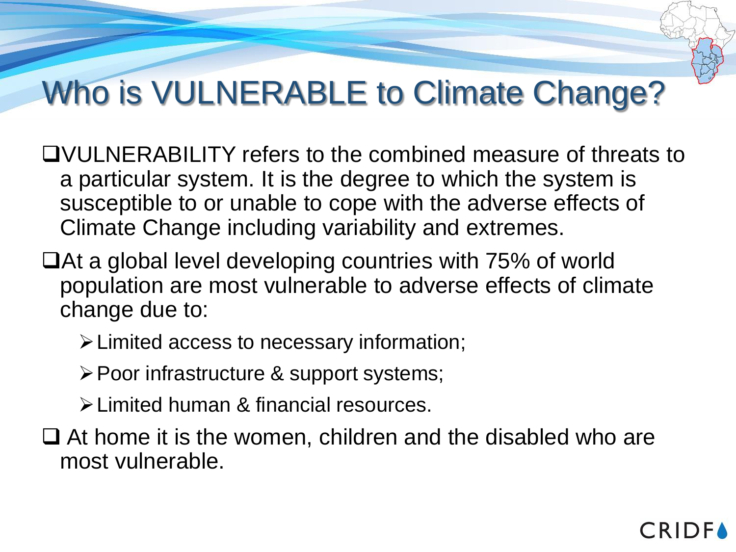# Who is VULNERABLE to Climate Change?

- VULNERABILITY refers to the combined measure of threats to a particular system. It is the degree to which the system is susceptible to or unable to cope with the adverse effects of Climate Change including variability and extremes.
- At a global level developing countries with 75% of world population are most vulnerable to adverse effects of climate change due to:
  - Limited access to necessary information;
  - Poor infrastructure & support systems;
  - Limited human & financial resources.
- At home it is the women, children and the disabled who are most vulnerable.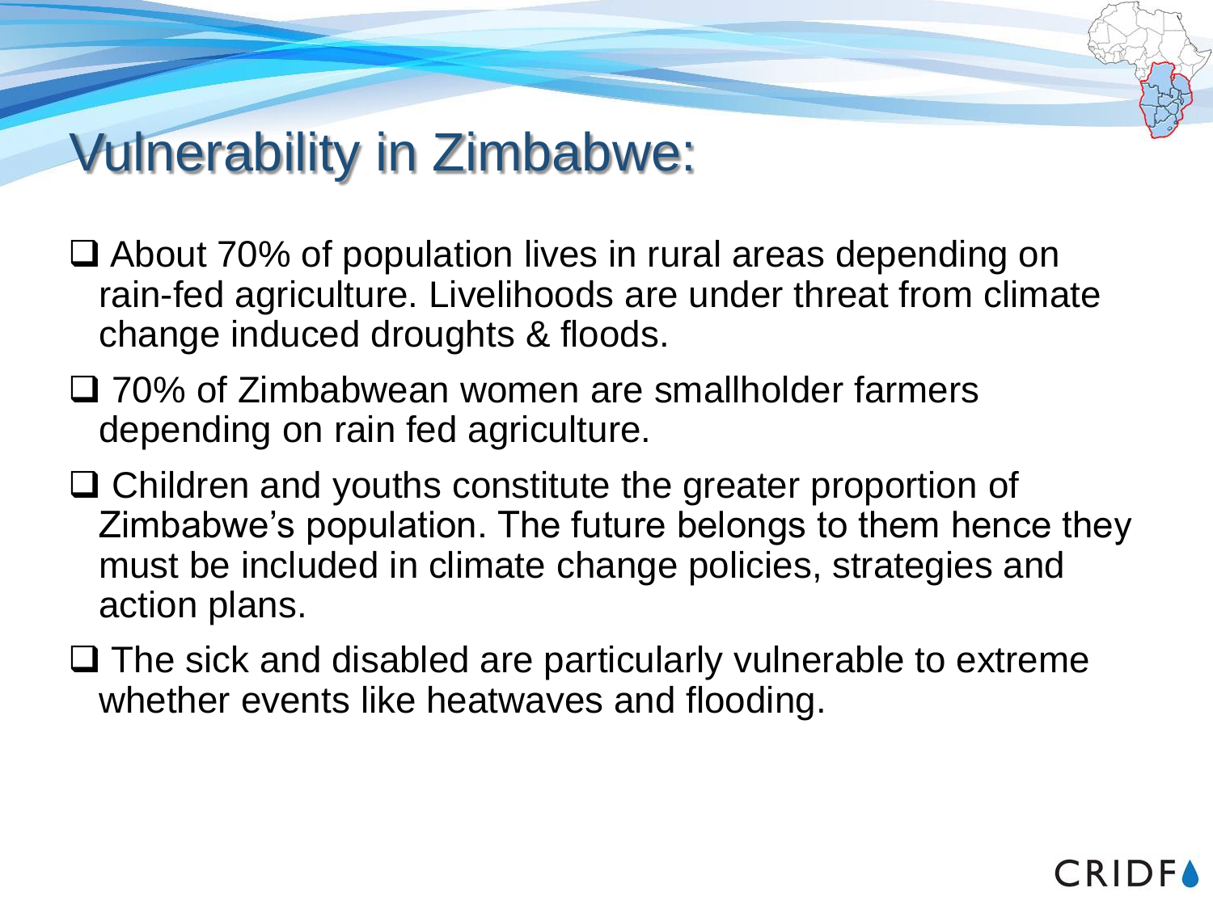# Vulnerability in Zimbabwe:

- About 70% of population lives in rural areas depending on rain-fed agriculture. Livelihoods are under threat from climate change induced droughts & floods.
- 70% of Zimbabwean women are smallholder farmers depending on rain fed agriculture.
- Children and youths constitute the greater proportion of Zimbabwe's population. The future belongs to them hence they must be included in climate change policies, strategies and action plans.
- The sick and disabled are particularly vulnerable to extreme whether events like heatwaves and flooding.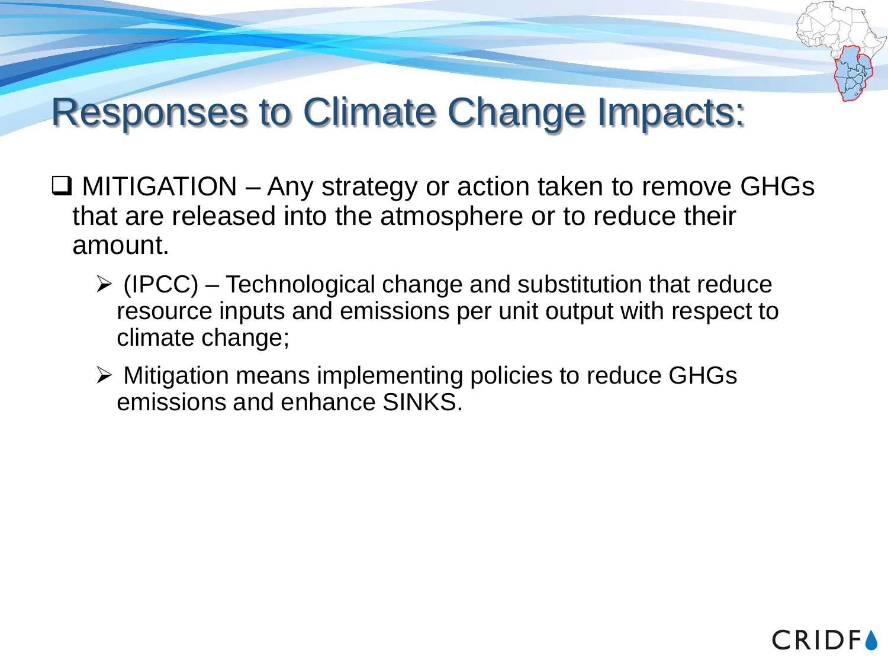# Responses to Climate Change Impacts:

- MITIGATION – Any strategy or action taken to remove GHGs that are released into the atmosphere or to reduce their amount.
  - (IPCC) – Technological change and substitution that reduce resource inputs and emissions per unit output with respect to climate change;
  - Mitigation means implementing policies to reduce GHGs emissions and enhance SINKS.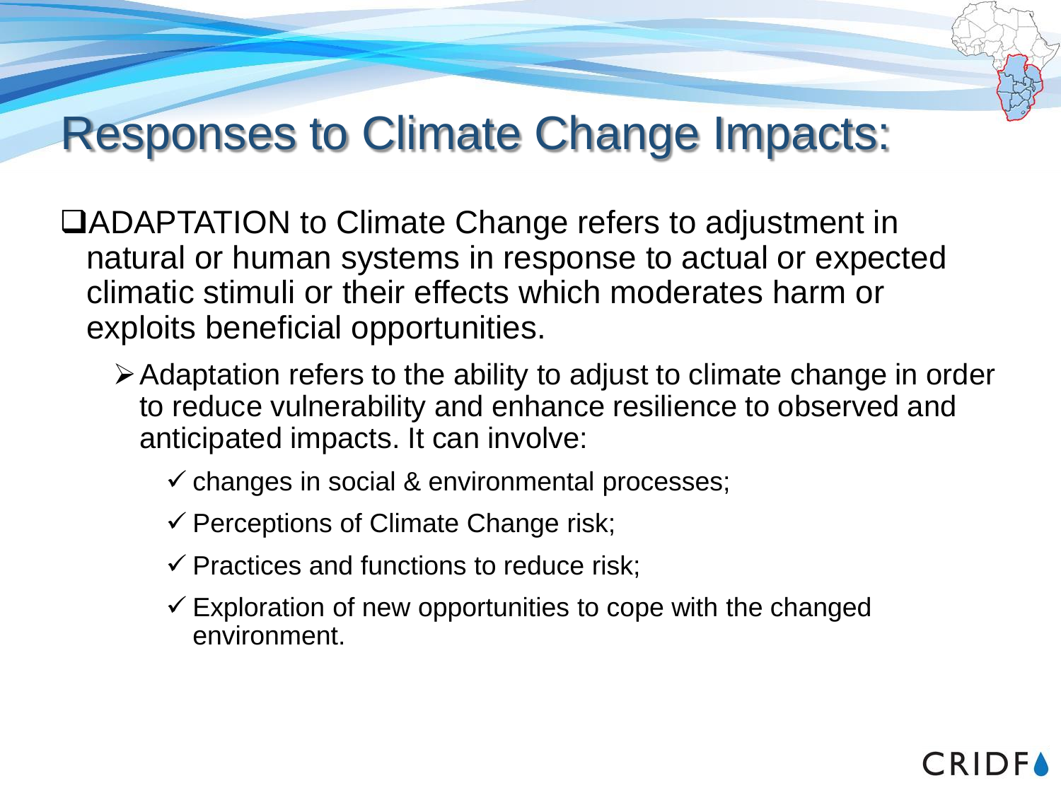# Responses to Climate Change Impacts:

- ADAPTATION to Climate Change refers to adjustment in natural or human systems in response to actual or expected climatic stimuli or their effects which moderates harm or exploits beneficial opportunities.
  - Adaptation refers to the ability to adjust to climate change in order to reduce vulnerability and enhance resilience to observed and anticipated impacts. It can involve:
    - changes in social & environmental processes;
    - Perceptions of Climate Change risk;
    - Practices and functions to reduce risk;
    - Exploration of new opportunities to cope with the changed environment.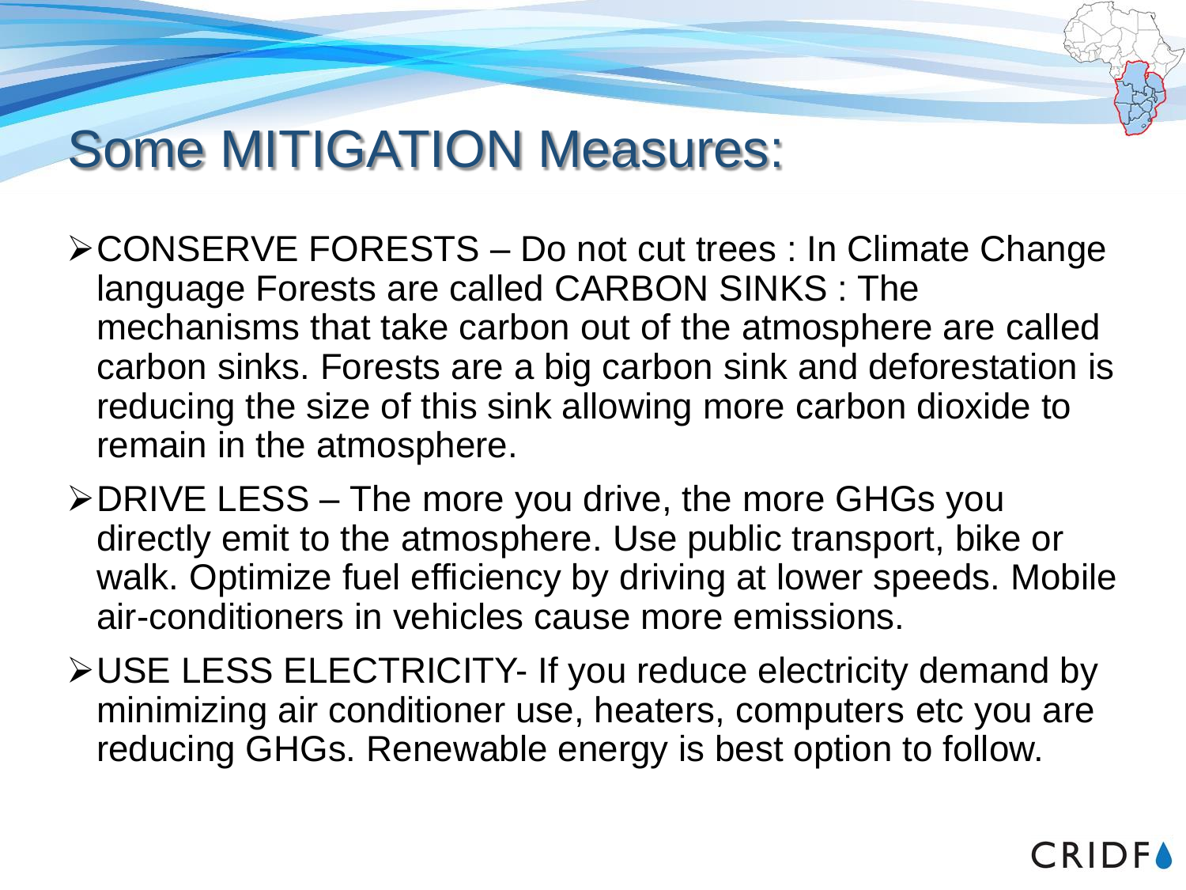# Some MITIGATION Measures:

- CONSERVE FORESTS – Do not cut trees : In Climate Change language Forests are called CARBON SINKS : The mechanisms that take carbon out of the atmosphere are called carbon sinks. Forests are a big carbon sink and deforestation is reducing the size of this sink allowing more carbon dioxide to remain in the atmosphere.
- DRIVE LESS – The more you drive, the more GHGs you directly emit to the atmosphere. Use public transport, bike or walk. Optimize fuel efficiency by driving at lower speeds. Mobile air-conditioners in vehicles cause more emissions.
- USE LESS ELECTRICITY- If you reduce electricity demand by minimizing air conditioner use, heaters, computers etc you are reducing GHGs. Renewable energy is best option to follow.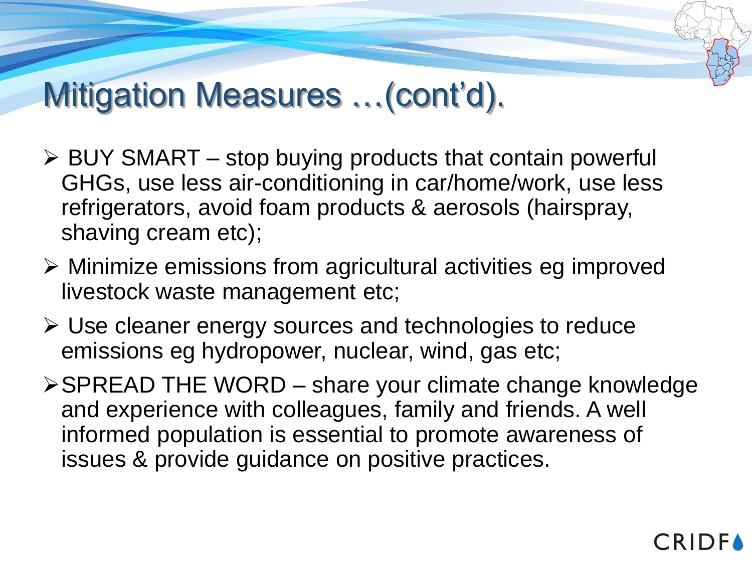# Mitigation Measures …(cont'd).

- BUY SMART – stop buying products that contain powerful GHGs, use less air-conditioning in car/home/work, use less refrigerators, avoid foam products & aerosols (hairspray, shaving cream etc);
- Minimize emissions from agricultural activities eg improved livestock waste management etc;
- Use cleaner energy sources and technologies to reduce emissions eg hydropower, nuclear, wind, gas etc;
- SPREAD THE WORD – share your climate change knowledge and experience with colleagues, family and friends. A well informed population is essential to promote awareness of issues & provide guidance on positive practices.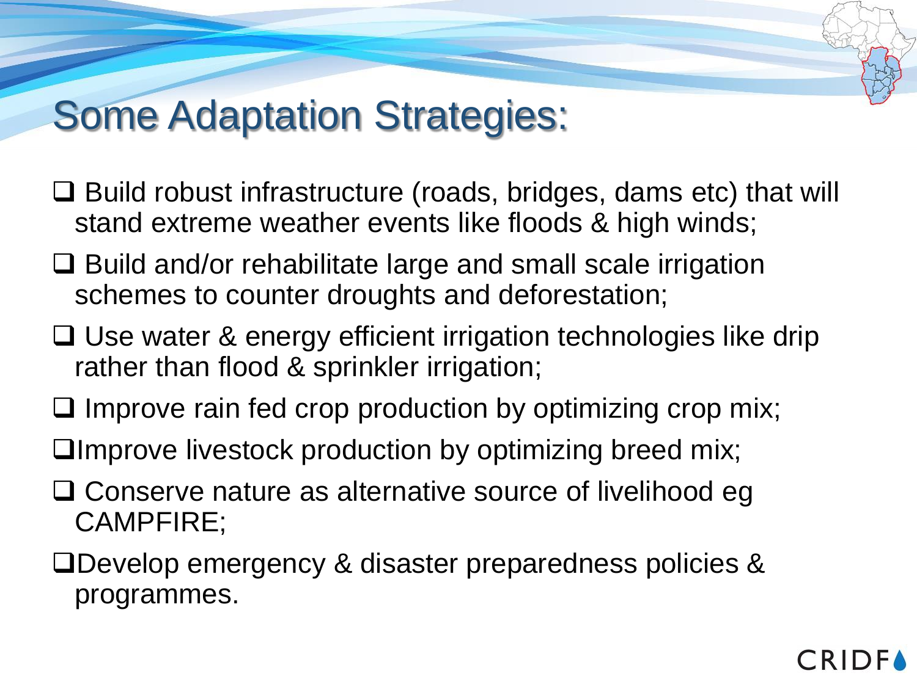# Some Adaptation Strategies:

- Build robust infrastructure (roads, bridges, dams etc) that will stand extreme weather events like floods & high winds;
- Build and/or rehabilitate large and small scale irrigation schemes to counter droughts and deforestation;
- Use water & energy efficient irrigation technologies like drip rather than flood & sprinkler irrigation;
- Improve rain fed crop production by optimizing crop mix;
- Improve livestock production by optimizing breed mix;
- Conserve nature as alternative source of livelihood eg CAMPFIRE;
- Develop emergency & disaster preparedness policies & programmes.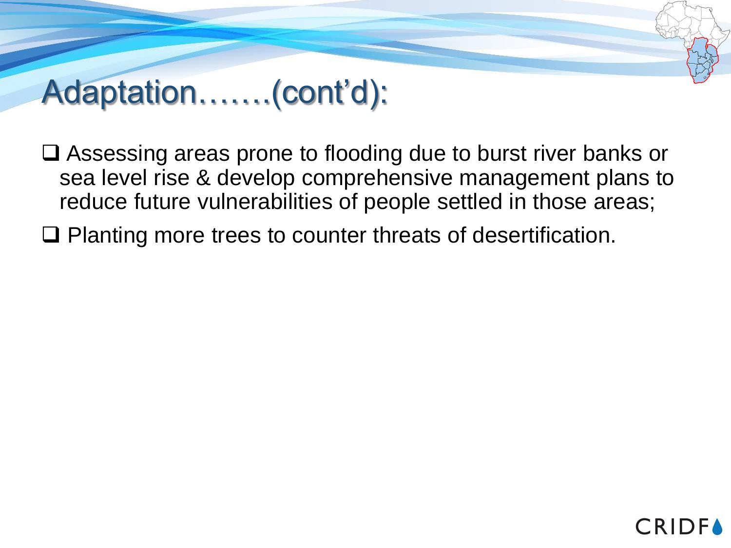# Adaptation…….(cont'd):

- Assessing areas prone to flooding due to burst river banks or sea level rise & develop comprehensive management plans to reduce future vulnerabilities of people settled in those areas;
- Planting more trees to counter threats of desertification.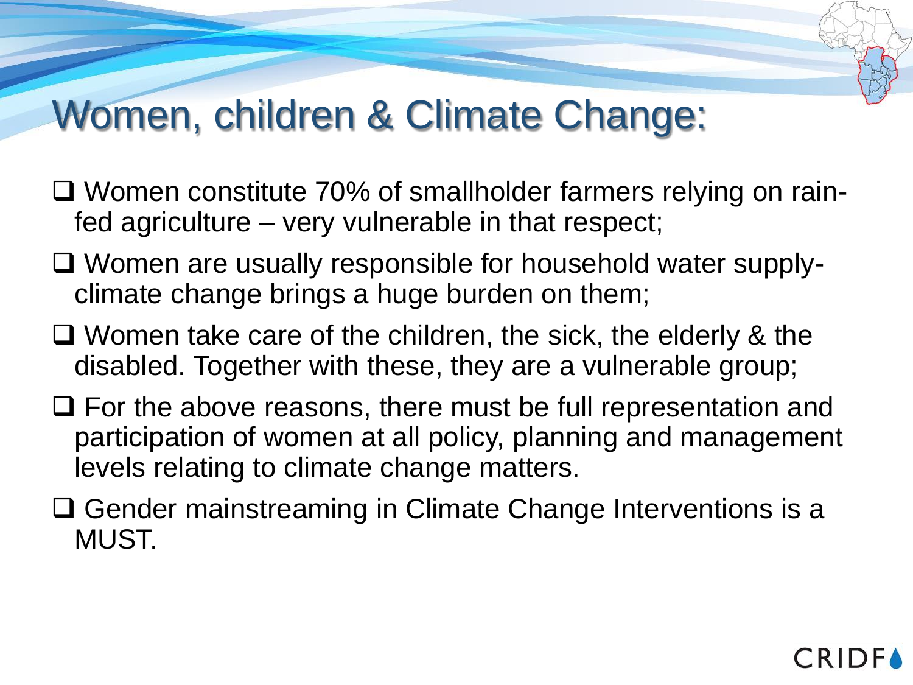# Women, children & Climate Change:

- Women constitute 70% of smallholder farmers relying on rain-fed agriculture – very vulnerable in that respect;
- Women are usually responsible for household water supply- climate change brings a huge burden on them;
- Women take care of the children, the sick, the elderly & the disabled. Together with these, they are a vulnerable group;
- For the above reasons, there must be full representation and participation of women at all policy, planning and management levels relating to climate change matters.
- Gender mainstreaming in Climate Change Interventions is a MUST.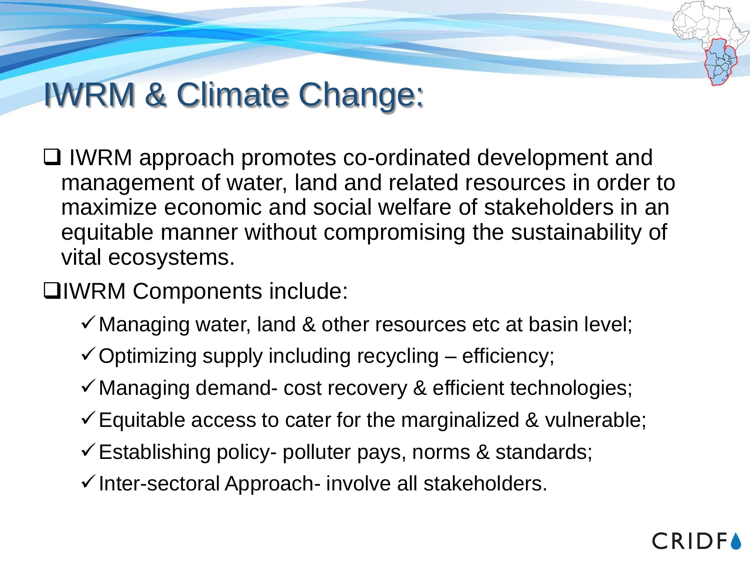# IWRM & Climate Change:

- IWRM approach promotes co-ordinated development and management of water, land and related resources in order to maximize economic and social welfare of stakeholders in an equitable manner without compromising the sustainability of vital ecosystems.
- IWRM Components include:
  - ✓ Managing water, land & other resources etc at basin level;
  - ✓ Optimizing supply including recycling – efficiency;
  - ✓ Managing demand- cost recovery & efficient technologies;
  - ✓ Equitable access to cater for the marginalized & vulnerable;
  - ✓ Establishing policy- polluter pays, norms & standards;
  - ✓ Inter-sectoral Approach- involve all stakeholders.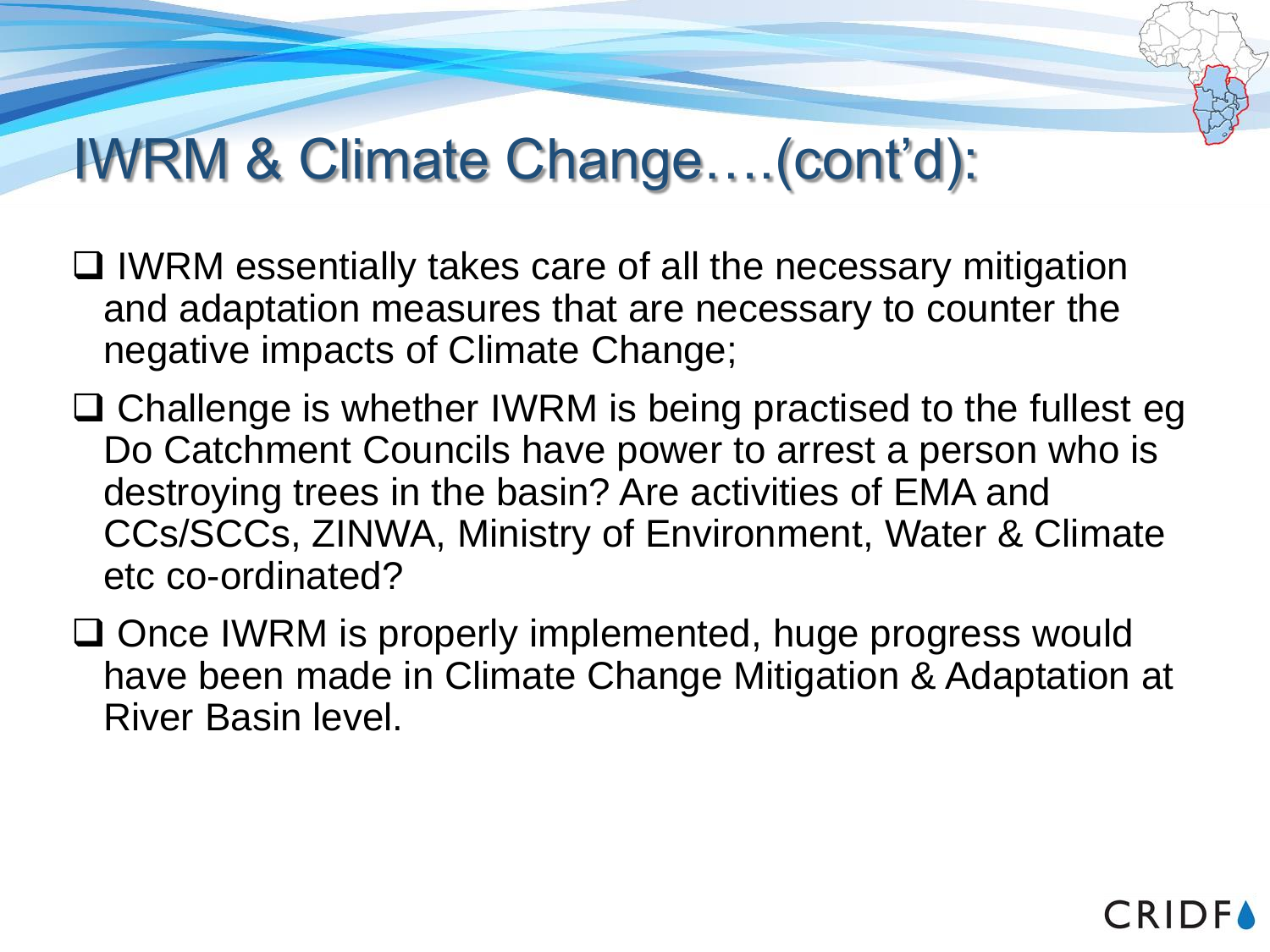# IWRM & Climate Change….(cont'd):

- IWRM essentially takes care of all the necessary mitigation and adaptation measures that are necessary to counter the negative impacts of Climate Change;
- Challenge is whether IWRM is being practised to the fullest eg Do Catchment Councils have power to arrest a person who is destroying trees in the basin? Are activities of EMA and CCs/SCCs, ZINWA, Ministry of Environment, Water & Climate etc co-ordinated?
- Once IWRM is properly implemented, huge progress would have been made in Climate Change Mitigation & Adaptation at River Basin level.

CRIDF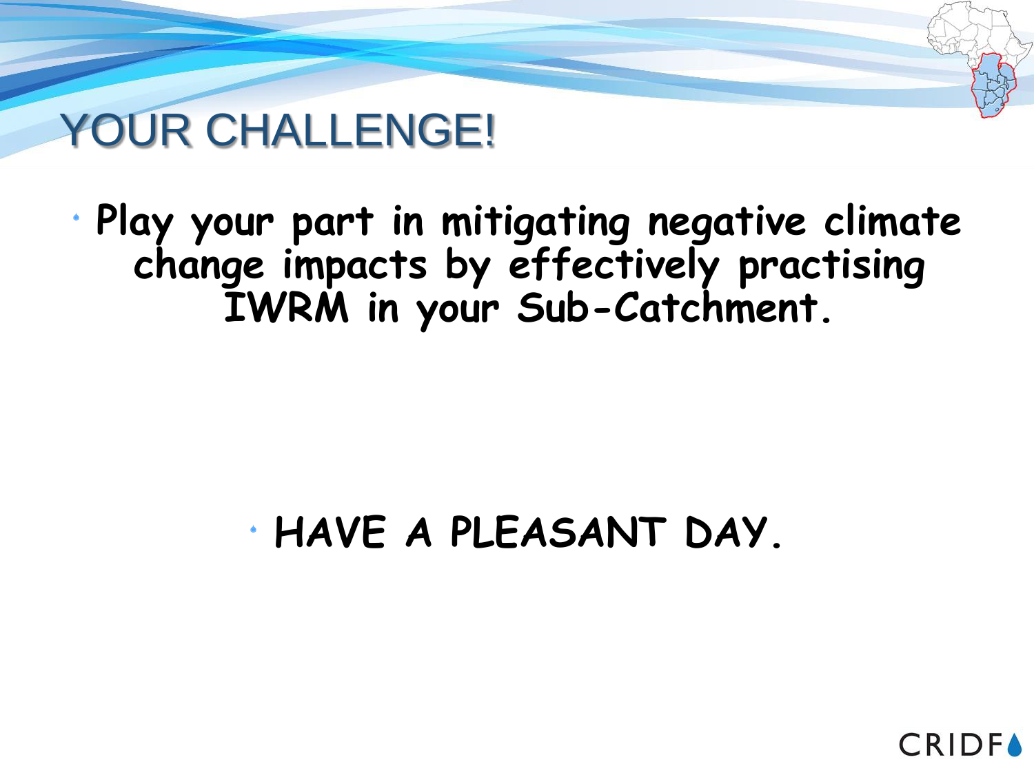# YOUR CHALLENGE!

- **Play your part in mitigating negative climate change impacts by effectively practising IWRM in your Sub-Catchment.**

- **HAVE A PLEASANT DAY.**

CRIDF